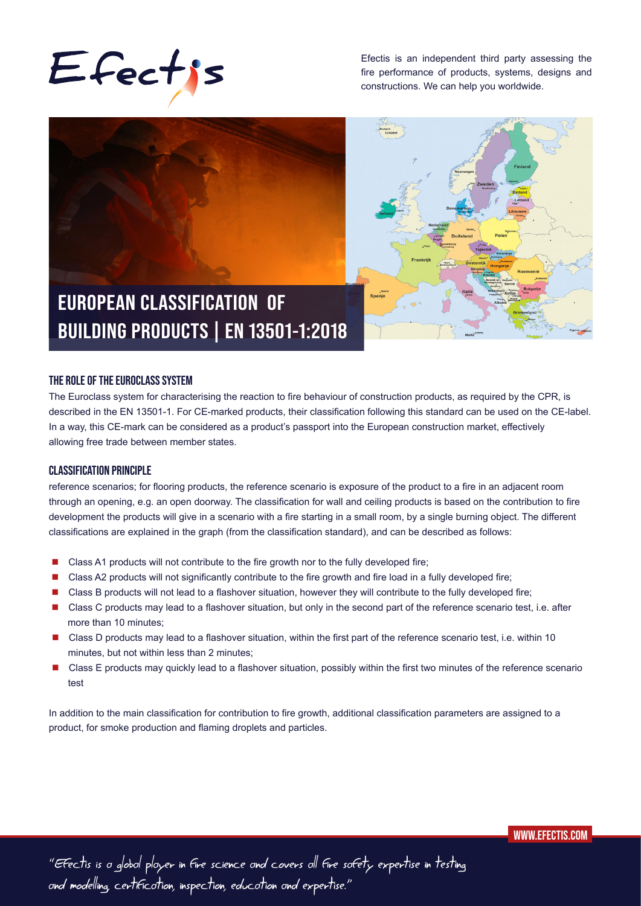Efectis

Efectis is an independent third party assessing the fire performance of products, systems, designs and constructions. We can help you worldwide.

# EUROPEAN CLASSIFICATION OF BUILDING PRODUCTS | EN 13501-1:2018

## THE ROLE OF THE EUROCLASS SYSTEM

The Euroclass system for characterising the reaction to fire behaviour of construction products, as required by the CPR, is described in the EN 13501-1. For CE-marked products, their classification following this standard can be used on the CE-label. In a way, this CE-mark can be considered as a product's passport into the European construction market, effectively allowing free trade between member states.

## CLASSIFICATION PRINCIPLE

reference scenarios; for flooring products, the reference scenario is exposure of the product to a fire in an adjacent room through an opening, e.g. an open doorway. The classification for wall and ceiling products is based on the contribution to fire development the products will give in a scenario with a fire starting in a small room, by a single burning object. The different classifications are explained in the graph (from the classification standard), and can be described as follows:

- Class A1 products will not contribute to the fire growth nor to the fully developed fire;
- Class A2 products will not significantly contribute to the fire growth and fire load in a fully developed fire;
- Class B products will not lead to a flashover situation, however they will contribute to the fully developed fire;
- Class C products may lead to a flashover situation, but only in the second part of the reference scenario test, i.e. after more than 10 minutes;
- Class D products may lead to a flashover situation, within the first part of the reference scenario test, i.e. within 10 minutes, but not within less than 2 minutes;
- Class E products may quickly lead to a flashover situation, possibly within the first two minutes of the reference scenario test

In addition to the main classification for contribution to fire growth, additional classification parameters are assigned to a product, for smoke production and flaming droplets and particles.

WWW.EFECTIS.COM

"Efectis is a global player in fire science and covers all fire safety expertise in testing and modelling, certification, inspection, education and expertise."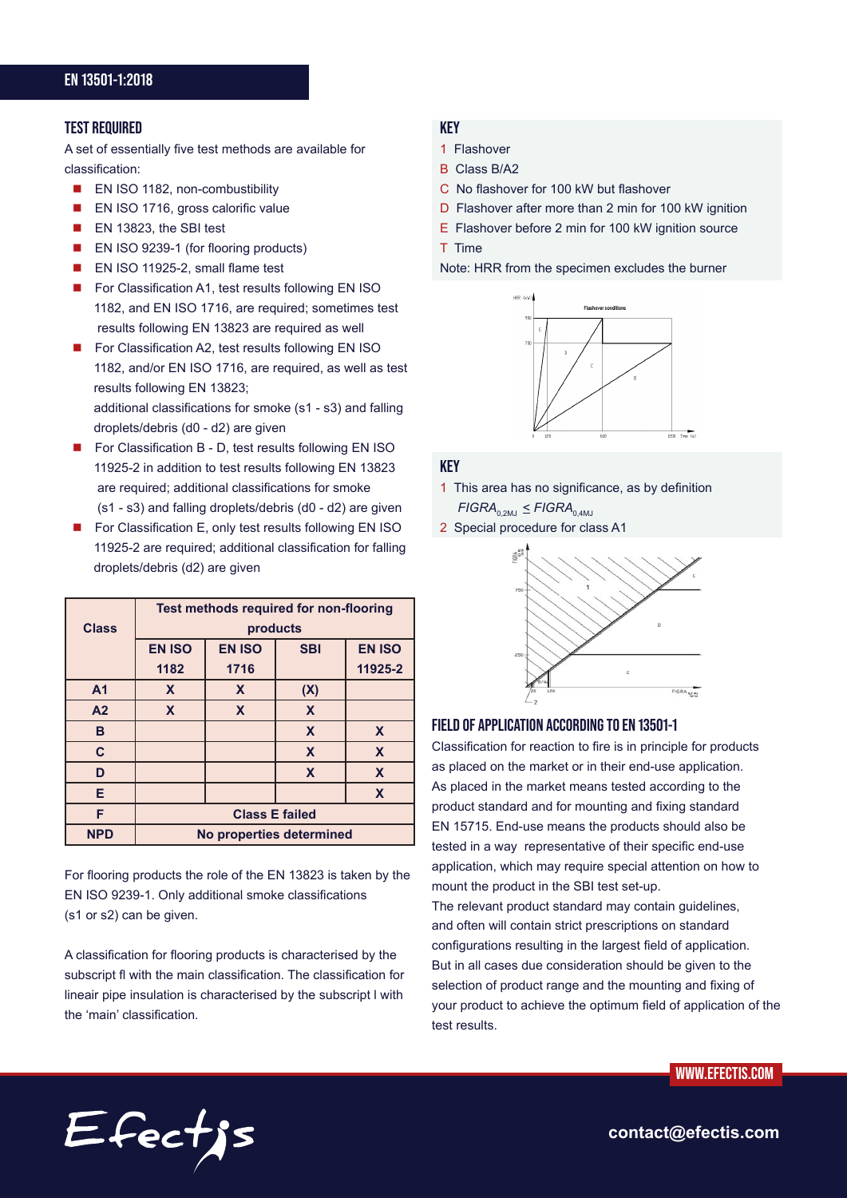## EN 13501-1:2018

### TEST REQUIRED

A set of essentially five test methods are available for classification:

- EN ISO 1182, non-combustibility
- EN ISO 1716, gross calorific value
- EN 13823, the SBI test
- EN ISO 9239-1 (for flooring products)
- EN ISO 11925-2, small flame test
- For Classification A1, test results following EN ISO 1182, and EN ISO 1716, are required; sometimes test results following EN 13823 are required as well
- For Classification A2, test results following EN ISO 1182, and/or EN ISO 1716, are required, as well as test results following EN 13823;
  additional classifications for smoke (s1 - s3) and falling droplets/debris (d0 - d2) are given
- For Classification B - D, test results following EN ISO 11925-2 in addition to test results following EN 13823 are required; additional classifications for smoke (s1 - s3) and falling droplets/debris (d0 - d2) are given
- For Classification E, only test results following EN ISO 11925-2 are required; additional classification for falling droplets/debris (d2) are given

| Class | Test methods required for non-flooring products | | | |
|---|---|---|---|---|
| | EN ISO 1182 | EN ISO 1716 | SBI | EN ISO 11925-2 |
| A1 | X | X | (X) | |
| A2 | X | X | X | |
| B | | | X | X |
| C | | | X | X |
| D | | | X | X |
| E | | | | X |
| F | Class E failed | | | |
| NPD | No properties determined | | | |

For flooring products the role of the EN 13823 is taken by the EN ISO 9239-1. Only additional smoke classifications (s1 or s2) can be given.

A classification for flooring products is characterised by the subscript fl with the main classification. The classification for lineair pipe insulation is characterised by the subscript l with the 'main' classification.

### KEY

1 Flashover
B Class B/A2
C No flashover for 100 kW but flashover
D Flashover after more than 2 min for 100 kW ignition
E Flashover before 2 min for 100 kW ignition source
T Time
Note: HRR from the specimen excludes the burner

HRR (kW)
Flashover conditions
900
750
E
1
C
B
0
120
600
1200 Time (s)

### KEY

1 This area has no significance, as by definition $FIGRA_{0,2MJ} \leq FIGRA_{0,4MJ}$
2 Special procedure for class A1

FIGRA 0,2MJ
750
1
E
B
250
C
B/A2
20
120
FIGRA 0,4MJ
2

### FIELD OF APPLICATION ACCORDING TO EN 13501-1

Classification for reaction to fire is in principle for products as placed on the market or in their end-use application. As placed in the market means tested according to the product standard and for mounting and fixing standard EN 15715. End-use means the products should also be tested in a way representative of their specific end-use application, which may require special attention on how to mount the product in the SBI test set-up.
The relevant product standard may contain guidelines, and often will contain strict prescriptions on standard configurations resulting in the largest field of application. But in all cases due consideration should be given to the selection of product range and the mounting and fixing of your product to achieve the optimum field of application of the test results.

WWW.EFECTIS.COM

Efectis

contact@efectis.com